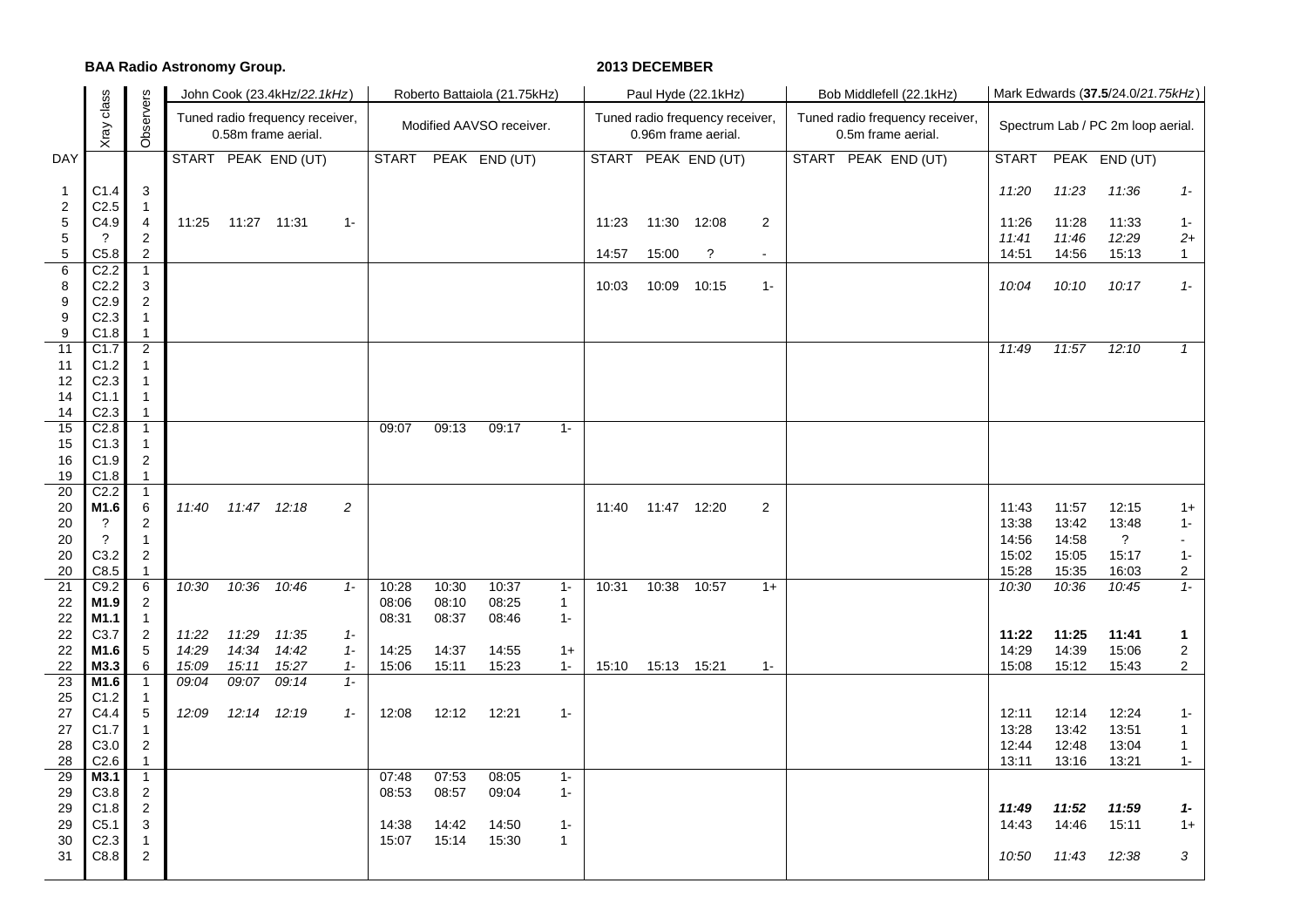**BAA Radio Astronomy Group.** **2013 DECEMBER**

| DAY | Xray class | Observers | John Cook (23.4kHz/*22.1kHz*) Tuned radio frequency receiver, 0.58m frame aerial. | | | | Roberto Battaiola (21.75kHz) Modified AAVSO receiver. | | | | Paul Hyde (22.1kHz) Tuned radio frequency receiver, 0.96m frame aerial. | | | | Bob Middlefell (22.1kHz) Tuned radio frequency receiver, 0.5m frame aerial. | | | | Mark Edwards (**37.5**/24.0/*21.75kHz*) Spectrum Lab / PC 2m loop aerial. | | | |
|---|---|---|---|---|---|---|---|---|---|---|---|---|---|---|---|---|---|---|---|---|---|---|
| | | | START | PEAK | END (UT) | | START | PEAK | END (UT) | | START | PEAK | END (UT) | | START | PEAK | END (UT) | | START | PEAK | END (UT) | |
| 1 | C1.4 | 3 | | | | | | | | | | | | | | | | | *11:20* | *11:23* | *11:36* | *1-* |
| 2 | C2.5 | 1 | | | | | | | | | | | | | | | | | | | | |
| 5 | C4.9 | 4 | 11:25 | 11:27 | 11:31 | 1- | | | | | 11:23 | 11:30 | 12:08 | 2 | | | | | 11:26 | 11:28 | 11:33 | 1- |
| 5 | ? | 2 | | | | | | | | | | | | | | | | | *11:41* | *11:46* | *12:29* | *2+* |
| 5 | C5.8 | 2 | | | | | | | | | 14:57 | 15:00 | ? | - | | | | | 14:51 | 14:56 | 15:13 | 1 |
| 6 | C2.2 | 1 | | | | | | | | | | | | | | | | | | | | |
| 8 | C2.2 | 3 | | | | | | | | | 10:03 | 10:09 | 10:15 | 1- | | | | | *10:04* | *10:10* | *10:17* | *1-* |
| 9 | C2.9 | 2 | | | | | | | | | | | | | | | | | | | | |
| 9 | C2.3 | 1 | | | | | | | | | | | | | | | | | | | | |
| 9 | C1.8 | 1 | | | | | | | | | | | | | | | | | | | | |
| 11 | C1.7 | 2 | | | | | | | | | | | | | | | | | *11:49* | *11:57* | *12:10* | *1* |
| 11 | C1.2 | 1 | | | | | | | | | | | | | | | | | | | | |
| 12 | C2.3 | 1 | | | | | | | | | | | | | | | | | | | | |
| 14 | C1.1 | 1 | | | | | | | | | | | | | | | | | | | | |
| 14 | C2.3 | 1 | | | | | | | | | | | | | | | | | | | | |
| 15 | C2.8 | 1 | | | | | 09:07 | 09:13 | 09:17 | 1- | | | | | | | | | | | | |
| 15 | C1.3 | 1 | | | | | | | | | | | | | | | | | | | | |
| 16 | C1.9 | 2 | | | | | | | | | | | | | | | | | | | | |
| 19 | C1.8 | 1 | | | | | | | | | | | | | | | | | | | | |
| 20 | C2.2 | 1 | | | | | | | | | | | | | | | | | | | | |
| 20 | **M1.6** | 6 | *11:40* | *11:47* | *12:18* | *2* | | | | | 11:40 | 11:47 | 12:20 | 2 | | | | | 11:43 | 11:57 | 12:15 | 1+ |
| 20 | ? | 2 | | | | | | | | | | | | | | | | | 13:38 | 13:42 | 13:48 | 1- |
| 20 | ? | 1 | | | | | | | | | | | | | | | | | 14:56 | 14:58 | ? | - |
| 20 | C3.2 | 2 | | | | | | | | | | | | | | | | | 15:02 | 15:05 | 15:17 | 1- |
| 20 | C8.5 | 1 | | | | | | | | | | | | | | | | | 15:28 | 15:35 | 16:03 | 2 |
| 21 | C9.2 | 6 | *10:30* | *10:36* | *10:46* | *1-* | 10:28 | 10:30 | 10:37 | 1- | 10:31 | 10:38 | 10:57 | 1+ | | | | | *10:30* | *10:36* | *10:45* | *1-* |
| 22 | **M1.9** | 2 | | | | | 08:06 | 08:10 | 08:25 | 1 | | | | | | | | | | | | |
| 22 | **M1.1** | 1 | | | | | 08:31 | 08:37 | 08:46 | 1- | | | | | | | | | | | | |
| 22 | C3.7 | 2 | *11:22* | *11:29* | *11:35* | *1-* | | | | | | | | | | | | | **11:22** | **11:25** | **11:41** | **1** |
| 22 | **M1.6** | 5 | *14:29* | *14:34* | *14:42* | *1-* | 14:25 | 14:37 | 14:55 | 1+ | | | | | | | | | 14:29 | 14:39 | 15:06 | 2 |
| 22 | **M3.3** | 6 | *15:09* | *15:11* | *15:27* | *1-* | 15:06 | 15:11 | 15:23 | 1- | 15:10 | 15:13 | 15:21 | 1- | | | | | 15:08 | 15:12 | 15:43 | 2 |
| 23 | **M1.6** | 1 | *09:04* | *09:07* | *09:14* | *1-* | | | | | | | | | | | | | | | | |
| 25 | C1.2 | 1 | | | | | | | | | | | | | | | | | | | | |
| 27 | C4.4 | 5 | *12:09* | *12:14* | *12:19* | *1-* | 12:08 | 12:12 | 12:21 | 1- | | | | | | | | | 12:11 | 12:14 | 12:24 | 1- |
| 27 | C1.7 | 1 | | | | | | | | | | | | | | | | | 13:28 | 13:42 | 13:51 | 1 |
| 28 | C3.0 | 2 | | | | | | | | | | | | | | | | | 12:44 | 12:48 | 13:04 | 1 |
| 28 | C2.6 | 1 | | | | | | | | | | | | | | | | | 13:11 | 13:16 | 13:21 | 1- |
| 29 | **M3.1** | 1 | | | | | 07:48 | 07:53 | 08:05 | 1- | | | | | | | | | | | | |
| 29 | C3.8 | 2 | | | | | 08:53 | 08:57 | 09:04 | 1- | | | | | | | | | | | | |
| 29 | C1.8 | 2 | | | | | | | | | | | | | | | | | ***11:49*** | ***11:52*** | ***11:59*** | ***1-*** |
| 29 | C5.1 | 3 | | | | | 14:38 | 14:42 | 14:50 | 1- | | | | | | | | | 14:43 | 14:46 | 15:11 | 1+ |
| 30 | C2.3 | 1 | | | | | 15:07 | 15:14 | 15:30 | 1 | | | | | | | | | | | | |
| 31 | C8.8 | 2 | | | | | | | | | | | | | | | | | *10:50* | *11:43* | *12:38* | *3* |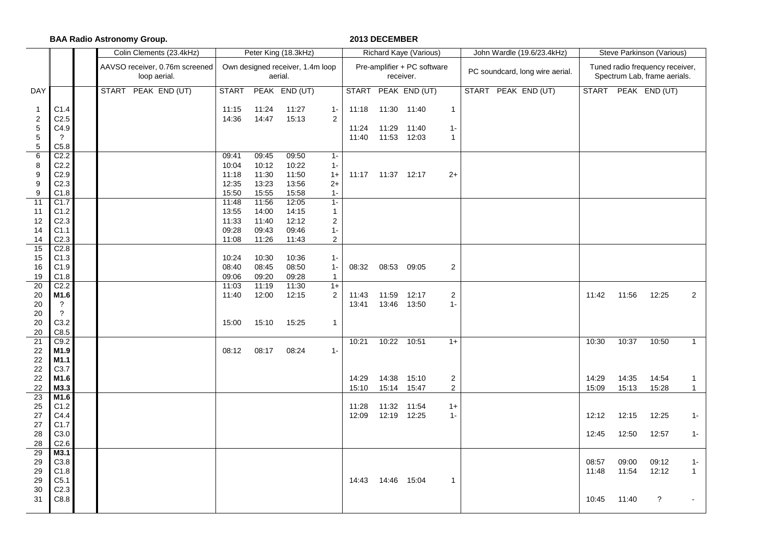**BAA Radio Astronomy Group.** **2013 DECEMBER**

| DAY | | | Colin Clements (23.4kHz) | | | | Peter King (18.3kHz) | | | | Richard Kaye (Various) | | | | John Wardle (19.6/23.4kHz) | | | | Steve Parkinson (Various) | | | |
|---|---|---|---|---|---|---|---|---|---|---|---|---|---|---|---|---|---|---|---|---|---|---|
| | | | AAVSO receiver, 0.76m screened loop aerial. | | | | Own designed receiver, 1.4m loop aerial. | | | | Pre-amplifier + PC software receiver. | | | | PC soundcard, long wire aerial. | | | | Tuned radio frequency receiver, Spectrum Lab, frame aerials. | | | |
| | | | START | PEAK | END (UT) | | START | PEAK | END (UT) | | START | PEAK | END (UT) | | START | PEAK | END (UT) | | START | PEAK | END (UT) | |
| 1 | C1.4 | | | | | | 11:15 | 11:24 | 11:27 | 1- | 11:18 | 11:30 | 11:40 | 1 | | | | | | | | |
| 2 | C2.5 | | | | | | 14:36 | 14:47 | 15:13 | 2 | | | | | | | | | | | | |
| 5 | C4.9 | | | | | | | | | | 11:24 | 11:29 | 11:40 | 1- | | | | | | | | |
| 5 | ? | | | | | | | | | | 11:40 | 11:53 | 12:03 | 1 | | | | | | | | |
| 5 | C5.8 | | | | | | | | | | | | | | | | | | | | | |
| 6 | C2.2 | | | | | | 09:41 | 09:45 | 09:50 | 1- | | | | | | | | | | | | |
| 8 | C2.2 | | | | | | 10:04 | 10:12 | 10:22 | 1- | | | | | | | | | | | | |
| 9 | C2.9 | | | | | | 11:18 | 11:30 | 11:50 | 1+ | 11:17 | 11:37 | 12:17 | 2+ | | | | | | | | |
| 9 | C2.3 | | | | | | 12:35 | 13:23 | 13:56 | 2+ | | | | | | | | | | | | |
| 9 | C1.8 | | | | | | 15:50 | 15:55 | 15:58 | 1- | | | | | | | | | | | | |
| 11 | C1.7 | | | | | | 11:48 | 11:56 | 12:05 | 1- | | | | | | | | | | | | |
| 11 | C1.2 | | | | | | 13:55 | 14:00 | 14:15 | 1 | | | | | | | | | | | | |
| 12 | C2.3 | | | | | | 11:33 | 11:40 | 12:12 | 2 | | | | | | | | | | | | |
| 14 | C1.1 | | | | | | 09:28 | 09:43 | 09:46 | 1- | | | | | | | | | | | | |
| 14 | C2.3 | | | | | | 11:08 | 11:26 | 11:43 | 2 | | | | | | | | | | | | |
| 15 | C2.8 | | | | | | | | | | | | | | | | | | | | | |
| 15 | C1.3 | | | | | | 10:24 | 10:30 | 10:36 | 1- | | | | | | | | | | | | |
| 16 | C1.9 | | | | | | 08:40 | 08:45 | 08:50 | 1- | 08:32 | 08:53 | 09:05 | 2 | | | | | | | | |
| 19 | C1.8 | | | | | | 09:06 | 09:20 | 09:28 | 1 | | | | | | | | | | | | |
| 20 | C2.2 | | | | | | 11:03 | 11:19 | 11:30 | 1+ | | | | | | | | | | | | |
| 20 | **M1.6** | | | | | | 11:40 | 12:00 | 12:15 | 2 | 11:43 | 11:59 | 12:17 | 2 | | | | | 11:42 | 11:56 | 12:25 | 2 |
| 20 | ? | | | | | | | | | | 13:41 | 13:46 | 13:50 | 1- | | | | | | | | |
| 20 | ? | | | | | | | | | | | | | | | | | | | | | |
| 20 | C3.2 | | | | | | 15:00 | 15:10 | 15:25 | 1 | | | | | | | | | | | | |
| 20 | C8.5 | | | | | | | | | | | | | | | | | | | | | |
| 21 | C9.2 | | | | | | | | | | 10:21 | 10:22 | 10:51 | 1+ | | | | | 10:30 | 10:37 | 10:50 | 1 |
| 22 | **M1.9** | | | | | | 08:12 | 08:17 | 08:24 | 1- | | | | | | | | | | | | |
| 22 | **M1.1** | | | | | | | | | | | | | | | | | | | | | |
| 22 | C3.7 | | | | | | | | | | | | | | | | | | | | | |
| 22 | **M1.6** | | | | | | | | | | 14:29 | 14:38 | 15:10 | 2 | | | | | 14:29 | 14:35 | 14:54 | 1 |
| 22 | **M3.3** | | | | | | | | | | 15:10 | 15:14 | 15:47 | 2 | | | | | 15:09 | 15:13 | 15:28 | 1 |
| 23 | **M1.6** | | | | | | | | | | | | | | | | | | | | | |
| 25 | C1.2 | | | | | | | | | | 11:28 | 11:32 | 11:54 | 1+ | | | | | | | | |
| 27 | C4.4 | | | | | | | | | | 12:09 | 12:19 | 12:25 | 1- | | | | | 12:12 | 12:15 | 12:25 | 1- |
| 27 | C1.7 | | | | | | | | | | | | | | | | | | | | | |
| 28 | C3.0 | | | | | | | | | | | | | | | | | | 12:45 | 12:50 | 12:57 | 1- |
| 28 | C2.6 | | | | | | | | | | | | | | | | | | | | | |
| 29 | **M3.1** | | | | | | | | | | | | | | | | | | | | | |
| 29 | C3.8 | | | | | | | | | | | | | | | | | | 08:57 | 09:00 | 09:12 | 1- |
| 29 | C1.8 | | | | | | | | | | | | | | | | | | 11:48 | 11:54 | 12:12 | 1 |
| 29 | C5.1 | | | | | | | | | | 14:43 | 14:46 | 15:04 | 1 | | | | | | | | |
| 30 | C2.3 | | | | | | | | | | | | | | | | | | | | | |
| 31 | C8.8 | | | | | | | | | | | | | | | | | | 10:45 | 11:40 | ? | - |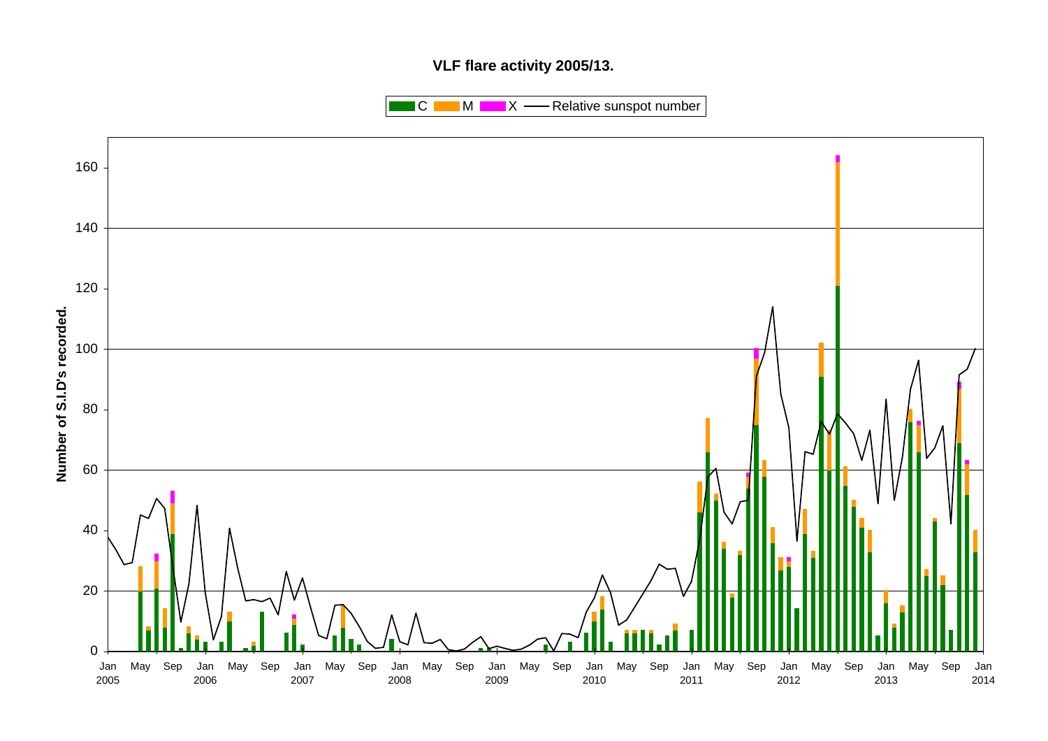**VLF flare activity 2005/13.**

C M X — Relative sunspot number

Number of S.I.D's recorded.

0, 20, 40, 60, 80, 100, 120, 140, 160

Jan 2005, May, Sep, Jan 2006, May, Sep, Jan 2007, May, Sep, Jan 2008, May, Sep, Jan 2009, May, Sep, Jan 2010, May, Sep, Jan 2011, May, Sep, Jan 2012, May, Sep, Jan 2013, May, Sep, Jan 2014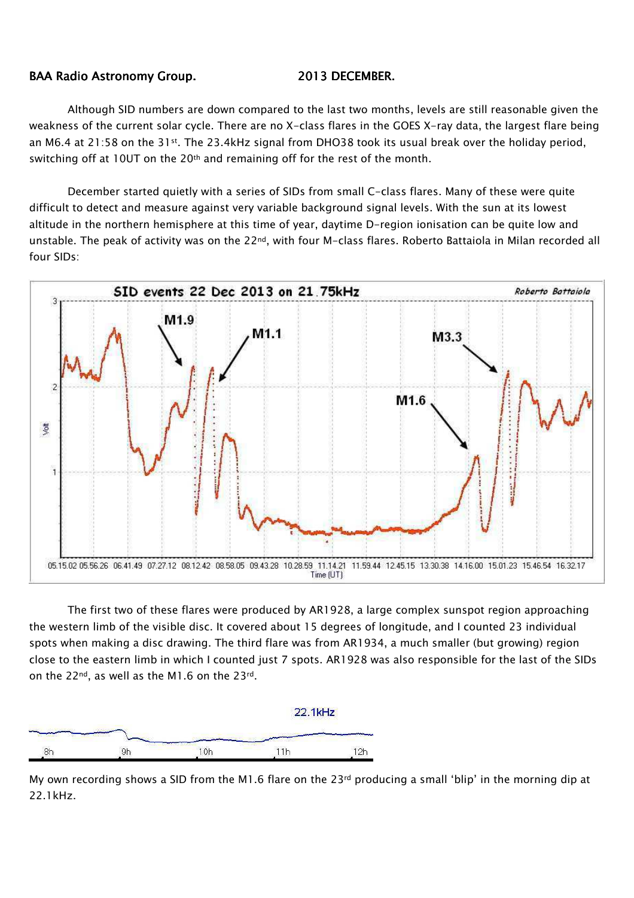BAA Radio Astronomy Group. 2013 DECEMBER.

Although SID numbers are down compared to the last two months, levels are still reasonable given the weakness of the current solar cycle. There are no X-class flares in the GOES X-ray data, the largest flare being an M6.4 at 21:58 on the 31st. The 23.4kHz signal from DHO38 took its usual break over the holiday period, switching off at 10UT on the 20th and remaining off for the rest of the month.

December started quietly with a series of SIDs from small C-class flares. Many of these were quite difficult to detect and measure against very variable background signal levels. With the sun at its lowest altitude in the northern hemisphere at this time of year, daytime D-region ionisation can be quite low and unstable. The peak of activity was on the 22nd, with four M-class flares. Roberto Battaiola in Milan recorded all four SIDs:

The first two of these flares were produced by AR1928, a large complex sunspot region approaching the western limb of the visible disc. It covered about 15 degrees of longitude, and I counted 23 individual spots when making a disc drawing. The third flare was from AR1934, a much smaller (but growing) region close to the eastern limb in which I counted just 7 spots. AR1928 was also responsible for the last of the SIDs on the 22nd, as well as the M1.6 on the 23rd.

My own recording shows a SID from the M1.6 flare on the 23rd producing a small 'blip' in the morning dip at 22.1kHz.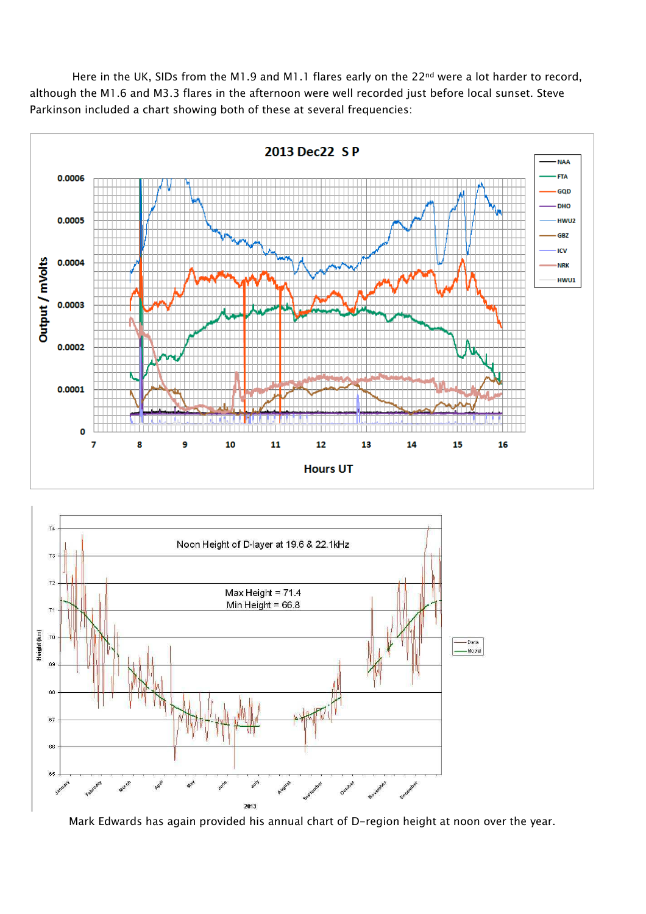Here in the UK, SIDs from the M1.9 and M1.1 flares early on the 22nd were a lot harder to record, although the M1.6 and M3.3 flares in the afternoon were well recorded just before local sunset. Steve Parkinson included a chart showing both of these at several frequencies:

Mark Edwards has again provided his annual chart of D-region height at noon over the year.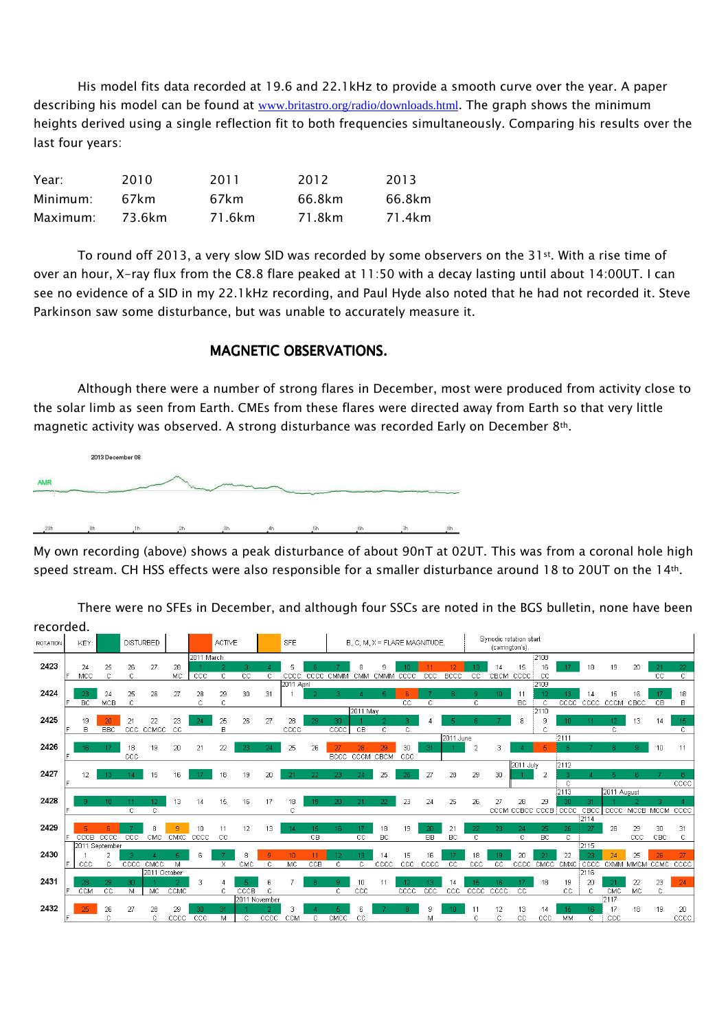His model fits data recorded at 19.6 and 22.1kHz to provide a smooth curve over the year. A paper describing his model can be found at www.britastro.org/radio/downloads.html. The graph shows the minimum heights derived using a single reflection fit to both frequencies simultaneously. Comparing his results over the last four years:

| Year: | 2010 | 2011 | 2012 | 2013 |
|---|---|---|---|---|
| Minimum: | 67km | 67km | 66.8km | 66.8km |
| Maximum: | 73.6km | 71.6km | 71.8km | 71.4km |

To round off 2013, a very slow SID was recorded by some observers on the 31st. With a rise time of over an hour, X-ray flux from the C8.8 flare peaked at 11:50 with a decay lasting until about 14:00UT. I can see no evidence of a SID in my 22.1kHz recording, and Paul Hyde also noted that he had not recorded it. Steve Parkinson saw some disturbance, but was unable to accurately measure it.

## MAGNETIC OBSERVATIONS.

Although there were a number of strong flares in December, most were produced from activity close to the solar limb as seen from Earth. CMEs from these flares were directed away from Earth so that very little magnetic activity was observed. A strong disturbance was recorded Early on December 8th.

My own recording (above) shows a peak disturbance of about 90nT at 02UT. This was from a coronal hole high speed stream. CH HSS effects were also responsible for a smaller disturbance around 18 to 20UT on the 14th.

There were no SFEs in December, and although four SSCs are noted in the BGS bulletin, none have been recorded.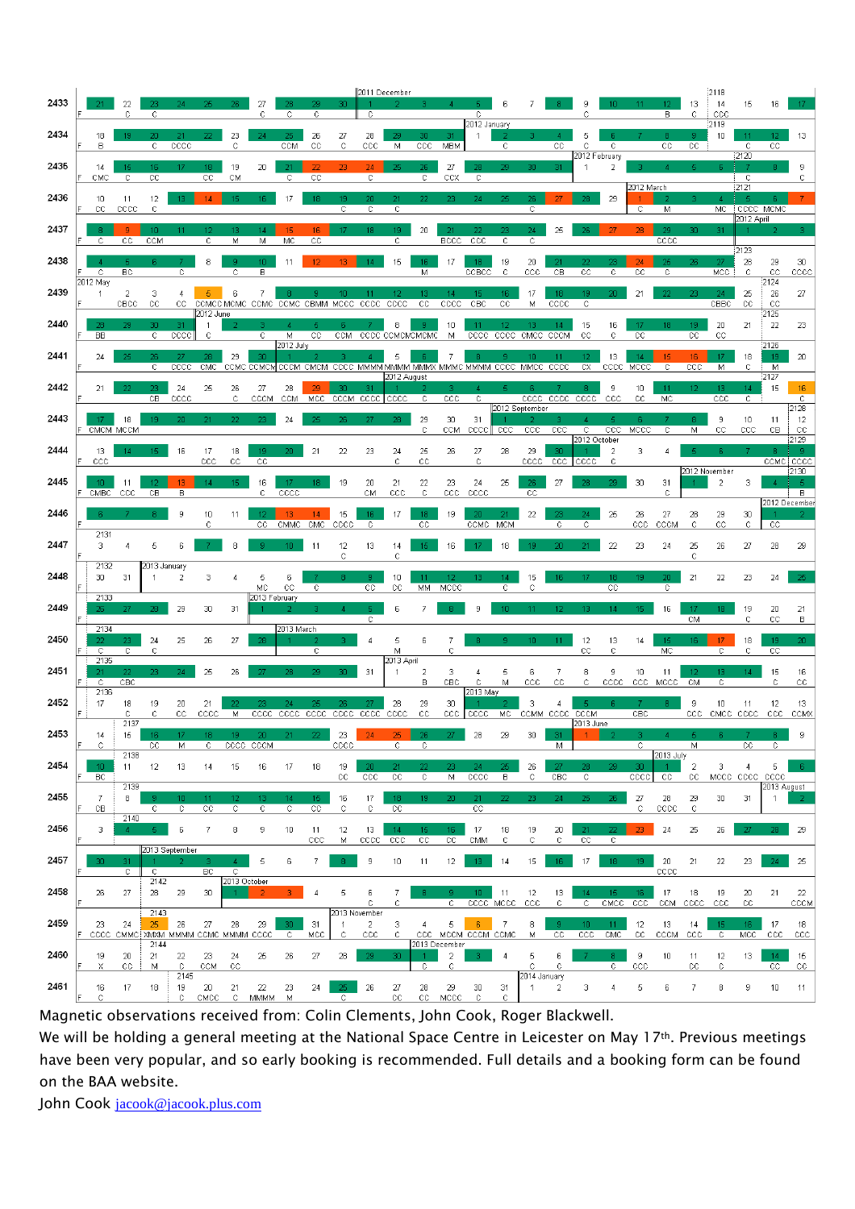Magnetic observations received from: Colin Clements, John Cook, Roger Blackwell.

We will be holding a general meeting at the National Space Centre in Leicester on May 17th. Previous meetings have been very popular, and so early booking is recommended. Full details and a booking form can be found on the BAA website.

John Cook jacook@jacook.plus.com